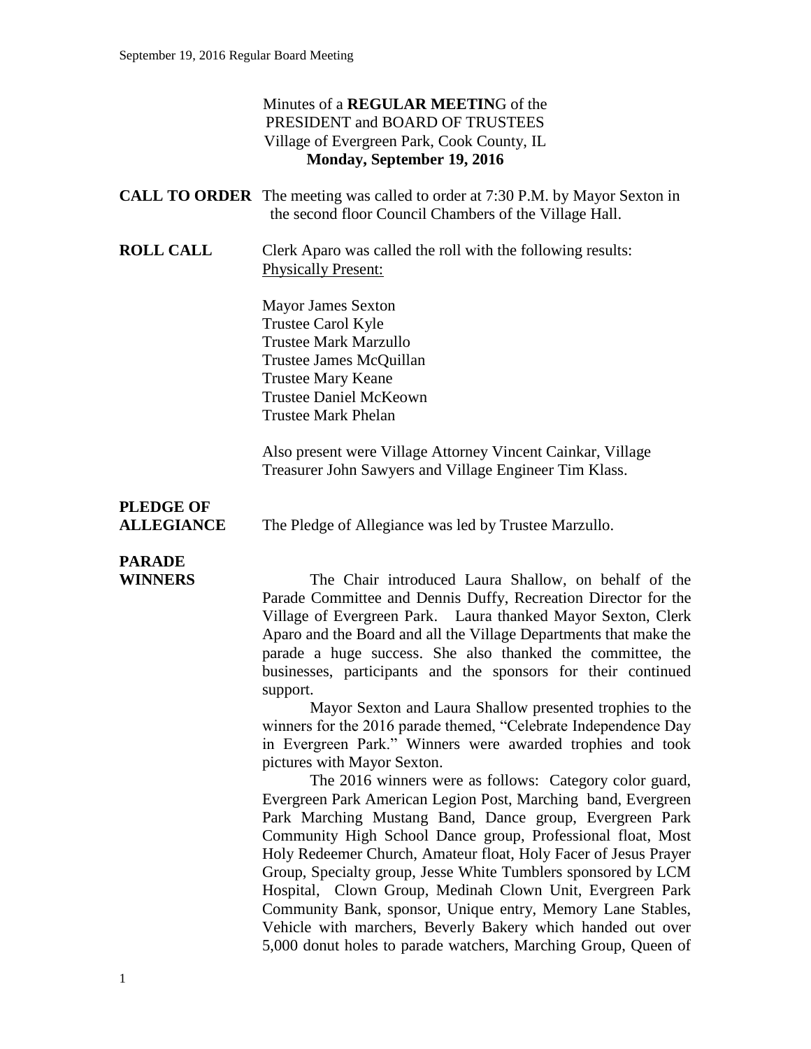Minutes of a **REGULAR MEETIN**G of the
PRESIDENT and BOARD OF TRUSTEES
Village of Evergreen Park, Cook County, IL
**Monday, September 19, 2016**

**CALL TO ORDER** The meeting was called to order at 7:30 P.M. by Mayor Sexton in the second floor Council Chambers of the Village Hall.

**ROLL CALL** Clerk Aparo was called the roll with the following results:
Physically Present:

Mayor James Sexton
Trustee Carol Kyle
Trustee Mark Marzullo
Trustee James McQuillan
Trustee Mary Keane
Trustee Daniel McKeown
Trustee Mark Phelan

Also present were Village Attorney Vincent Cainkar, Village Treasurer John Sawyers and Village Engineer Tim Klass.

**PLEDGE OF ALLEGIANCE** The Pledge of Allegiance was led by Trustee Marzullo.

**PARADE WINNERS**

The Chair introduced Laura Shallow, on behalf of the Parade Committee and Dennis Duffy, Recreation Director for the Village of Evergreen Park. Laura thanked Mayor Sexton, Clerk Aparo and the Board and all the Village Departments that make the parade a huge success. She also thanked the committee, the businesses, participants and the sponsors for their continued support.

Mayor Sexton and Laura Shallow presented trophies to the winners for the 2016 parade themed, "Celebrate Independence Day in Evergreen Park." Winners were awarded trophies and took pictures with Mayor Sexton.

The 2016 winners were as follows: Category color guard, Evergreen Park American Legion Post, Marching band, Evergreen Park Marching Mustang Band, Dance group, Evergreen Park Community High School Dance group, Professional float, Most Holy Redeemer Church, Amateur float, Holy Facer of Jesus Prayer Group, Specialty group, Jesse White Tumblers sponsored by LCM Hospital, Clown Group, Medinah Clown Unit, Evergreen Park Community Bank, sponsor, Unique entry, Memory Lane Stables, Vehicle with marchers, Beverly Bakery which handed out over 5,000 donut holes to parade watchers, Marching Group, Queen of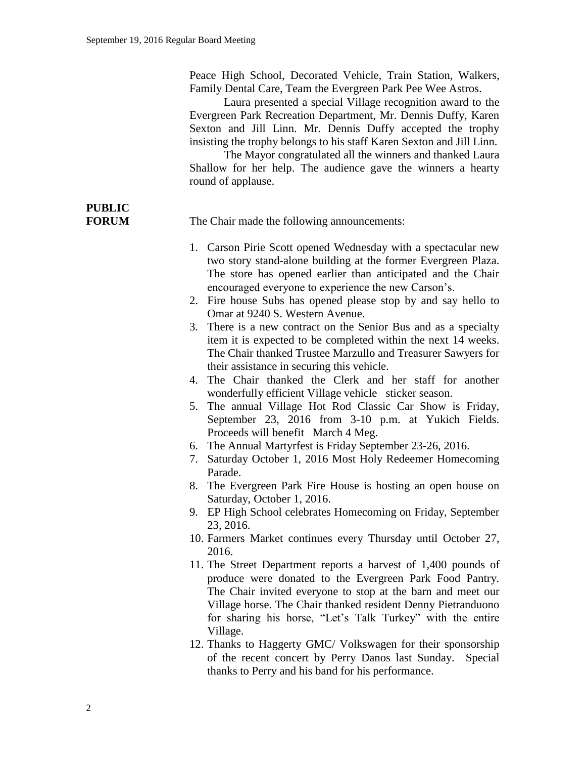Peace High School, Decorated Vehicle, Train Station, Walkers, Family Dental Care, Team the Evergreen Park Pee Wee Astros.

Laura presented a special Village recognition award to the Evergreen Park Recreation Department, Mr. Dennis Duffy, Karen Sexton and Jill Linn. Mr. Dennis Duffy accepted the trophy insisting the trophy belongs to his staff Karen Sexton and Jill Linn.

The Mayor congratulated all the winners and thanked Laura Shallow for her help. The audience gave the winners a hearty round of applause.

**PUBLIC FORUM**

The Chair made the following announcements:

1. Carson Pirie Scott opened Wednesday with a spectacular new two story stand-alone building at the former Evergreen Plaza. The store has opened earlier than anticipated and the Chair encouraged everyone to experience the new Carson's.
2. Fire house Subs has opened please stop by and say hello to Omar at 9240 S. Western Avenue.
3. There is a new contract on the Senior Bus and as a specialty item it is expected to be completed within the next 14 weeks. The Chair thanked Trustee Marzullo and Treasurer Sawyers for their assistance in securing this vehicle.
4. The Chair thanked the Clerk and her staff for another wonderfully efficient Village vehicle sticker season.
5. The annual Village Hot Rod Classic Car Show is Friday, September 23, 2016 from 3-10 p.m. at Yukich Fields. Proceeds will benefit March 4 Meg.
6. The Annual Martyrfest is Friday September 23-26, 2016.
7. Saturday October 1, 2016 Most Holy Redeemer Homecoming Parade.
8. The Evergreen Park Fire House is hosting an open house on Saturday, October 1, 2016.
9. EP High School celebrates Homecoming on Friday, September 23, 2016.
10. Farmers Market continues every Thursday until October 27, 2016.
11. The Street Department reports a harvest of 1,400 pounds of produce were donated to the Evergreen Park Food Pantry. The Chair invited everyone to stop at the barn and meet our Village horse. The Chair thanked resident Denny Pietranduono for sharing his horse, "Let's Talk Turkey" with the entire Village.
12. Thanks to Haggerty GMC/ Volkswagen for their sponsorship of the recent concert by Perry Danos last Sunday. Special thanks to Perry and his band for his performance.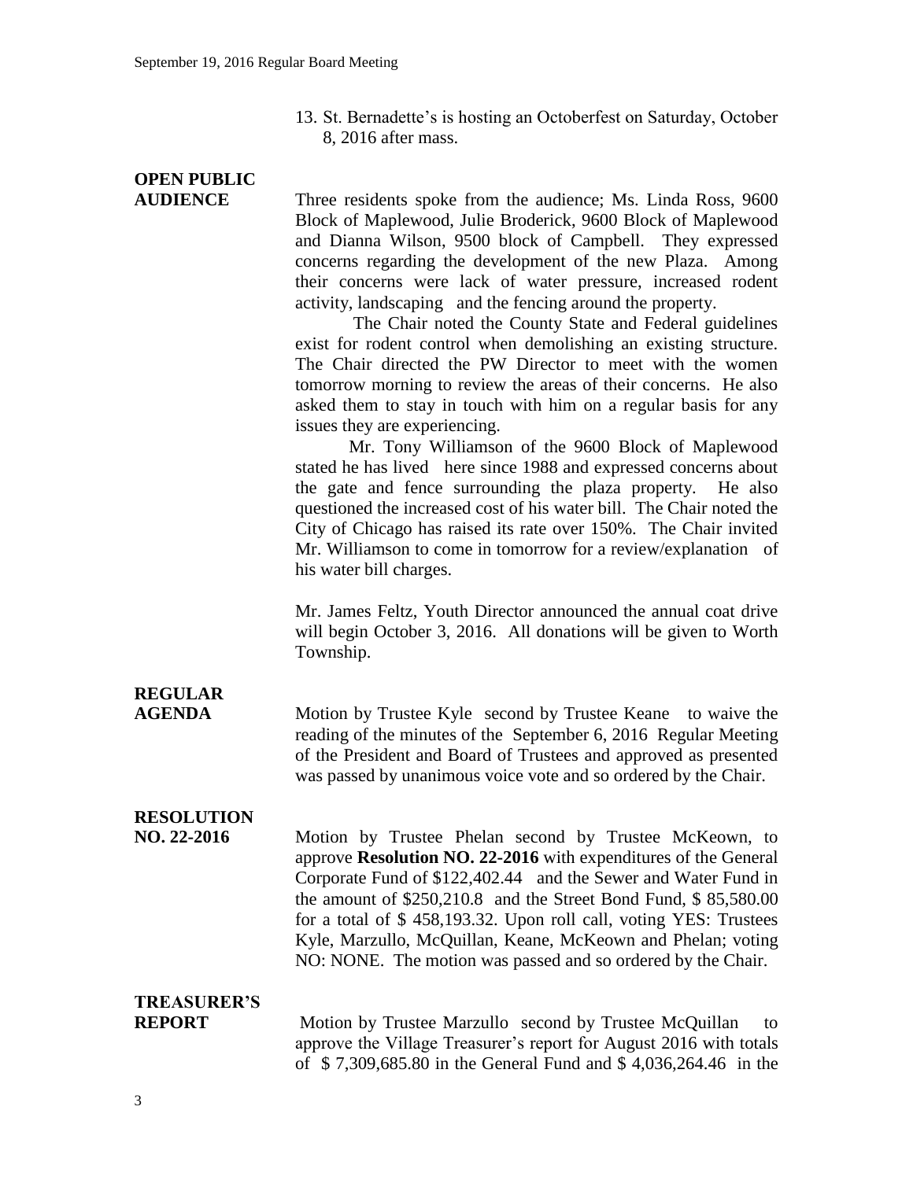13. St. Bernadette's is hosting an Octoberfest on Saturday, October 8, 2016 after mass.

**OPEN PUBLIC AUDIENCE**

Three residents spoke from the audience; Ms. Linda Ross, 9600 Block of Maplewood, Julie Broderick, 9600 Block of Maplewood and Dianna Wilson, 9500 block of Campbell. They expressed concerns regarding the development of the new Plaza. Among their concerns were lack of water pressure, increased rodent activity, landscaping and the fencing around the property.

The Chair noted the County State and Federal guidelines exist for rodent control when demolishing an existing structure. The Chair directed the PW Director to meet with the women tomorrow morning to review the areas of their concerns. He also asked them to stay in touch with him on a regular basis for any issues they are experiencing.

Mr. Tony Williamson of the 9600 Block of Maplewood stated he has lived here since 1988 and expressed concerns about the gate and fence surrounding the plaza property. He also questioned the increased cost of his water bill. The Chair noted the City of Chicago has raised its rate over 150%. The Chair invited Mr. Williamson to come in tomorrow for a review/explanation of his water bill charges.

Mr. James Feltz, Youth Director announced the annual coat drive will begin October 3, 2016. All donations will be given to Worth Township.

**REGULAR AGENDA**

Motion by Trustee Kyle second by Trustee Keane to waive the reading of the minutes of the September 6, 2016 Regular Meeting of the President and Board of Trustees and approved as presented was passed by unanimous voice vote and so ordered by the Chair.

**RESOLUTION NO. 22-2016**

Motion by Trustee Phelan second by Trustee McKeown, to approve **Resolution NO. 22-2016** with expenditures of the General Corporate Fund of $122,402.44 and the Sewer and Water Fund in the amount of $250,210.8 and the Street Bond Fund, $ 85,580.00 for a total of $ 458,193.32. Upon roll call, voting YES: Trustees Kyle, Marzullo, McQuillan, Keane, McKeown and Phelan; voting NO: NONE. The motion was passed and so ordered by the Chair.

**TREASURER'S REPORT**

Motion by Trustee Marzullo second by Trustee McQuillan to approve the Village Treasurer's report for August 2016 with totals of $ 7,309,685.80 in the General Fund and $ 4,036,264.46 in the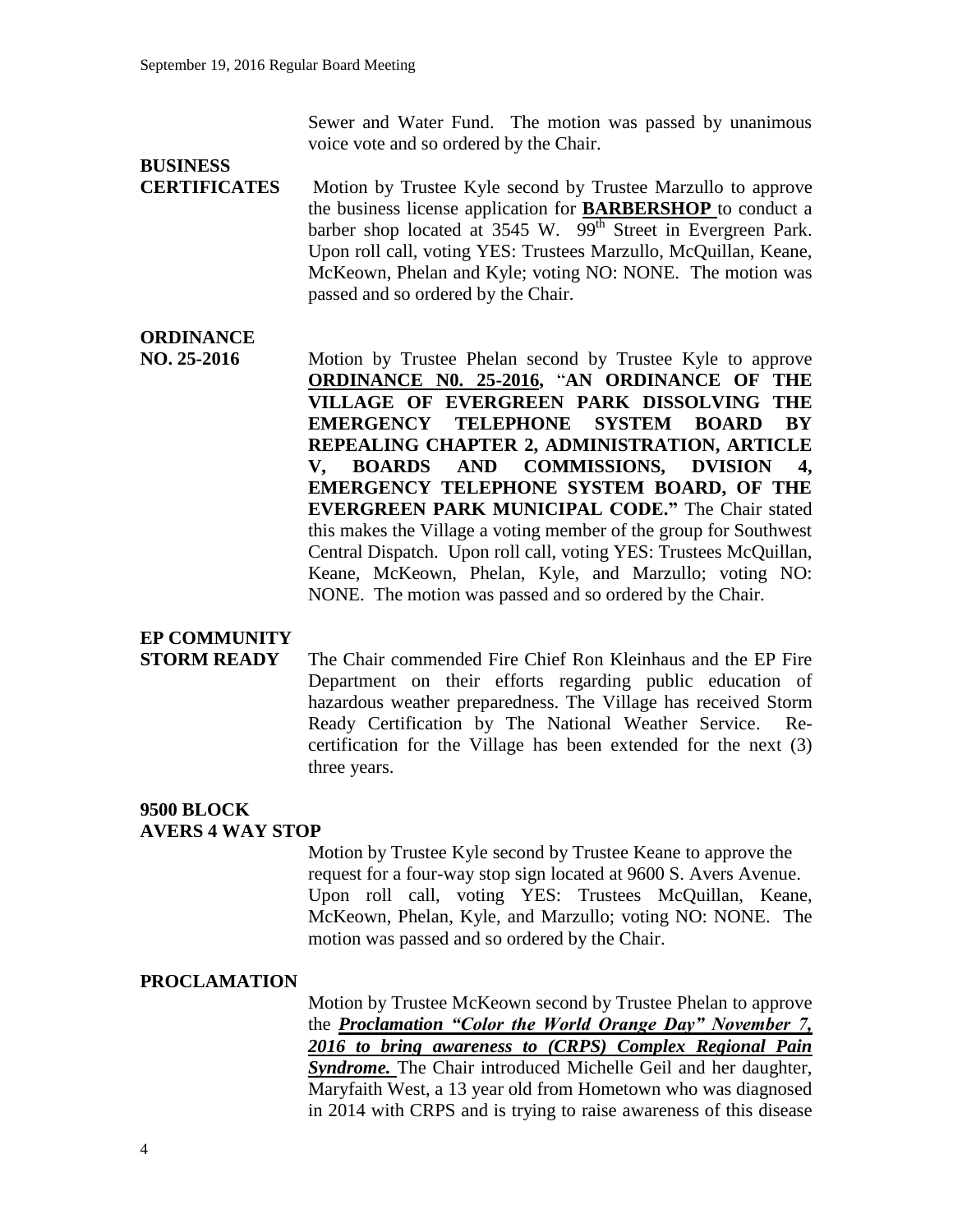Sewer and Water Fund. The motion was passed by unanimous voice vote and so ordered by the Chair.

**BUSINESS CERTIFICATES**

Motion by Trustee Kyle second by Trustee Marzullo to approve the business license application for **BARBERSHOP** to conduct a barber shop located at 3545 W. 99th Street in Evergreen Park. Upon roll call, voting YES: Trustees Marzullo, McQuillan, Keane, McKeown, Phelan and Kyle; voting NO: NONE. The motion was passed and so ordered by the Chair.

**ORDINANCE NO. 25-2016**

Motion by Trustee Phelan second by Trustee Kyle to approve **ORDINANCE N0. 25-2016,** "**AN ORDINANCE OF THE VILLAGE OF EVERGREEN PARK DISSOLVING THE EMERGENCY TELEPHONE SYSTEM BOARD BY REPEALING CHAPTER 2, ADMINISTRATION, ARTICLE V, BOARDS AND COMMISSIONS, DVISION 4, EMERGENCY TELEPHONE SYSTEM BOARD, OF THE EVERGREEN PARK MUNICIPAL CODE.**" The Chair stated this makes the Village a voting member of the group for Southwest Central Dispatch. Upon roll call, voting YES: Trustees McQuillan, Keane, McKeown, Phelan, Kyle, and Marzullo; voting NO: NONE. The motion was passed and so ordered by the Chair.

**EP COMMUNITY STORM READY**

The Chair commended Fire Chief Ron Kleinhaus and the EP Fire Department on their efforts regarding public education of hazardous weather preparedness. The Village has received Storm Ready Certification by The National Weather Service. Re-certification for the Village has been extended for the next (3) three years.

**9500 BLOCK AVERS 4 WAY STOP**

Motion by Trustee Kyle second by Trustee Keane to approve the request for a four-way stop sign located at 9600 S. Avers Avenue. Upon roll call, voting YES: Trustees McQuillan, Keane, McKeown, Phelan, Kyle, and Marzullo; voting NO: NONE. The motion was passed and so ordered by the Chair.

**PROCLAMATION**

Motion by Trustee McKeown second by Trustee Phelan to approve the ***Proclamation "Color the World Orange Day" November 7, 2016 to bring awareness to (CRPS) Complex Regional Pain Syndrome.*** The Chair introduced Michelle Geil and her daughter, Maryfaith West, a 13 year old from Hometown who was diagnosed in 2014 with CRPS and is trying to raise awareness of this disease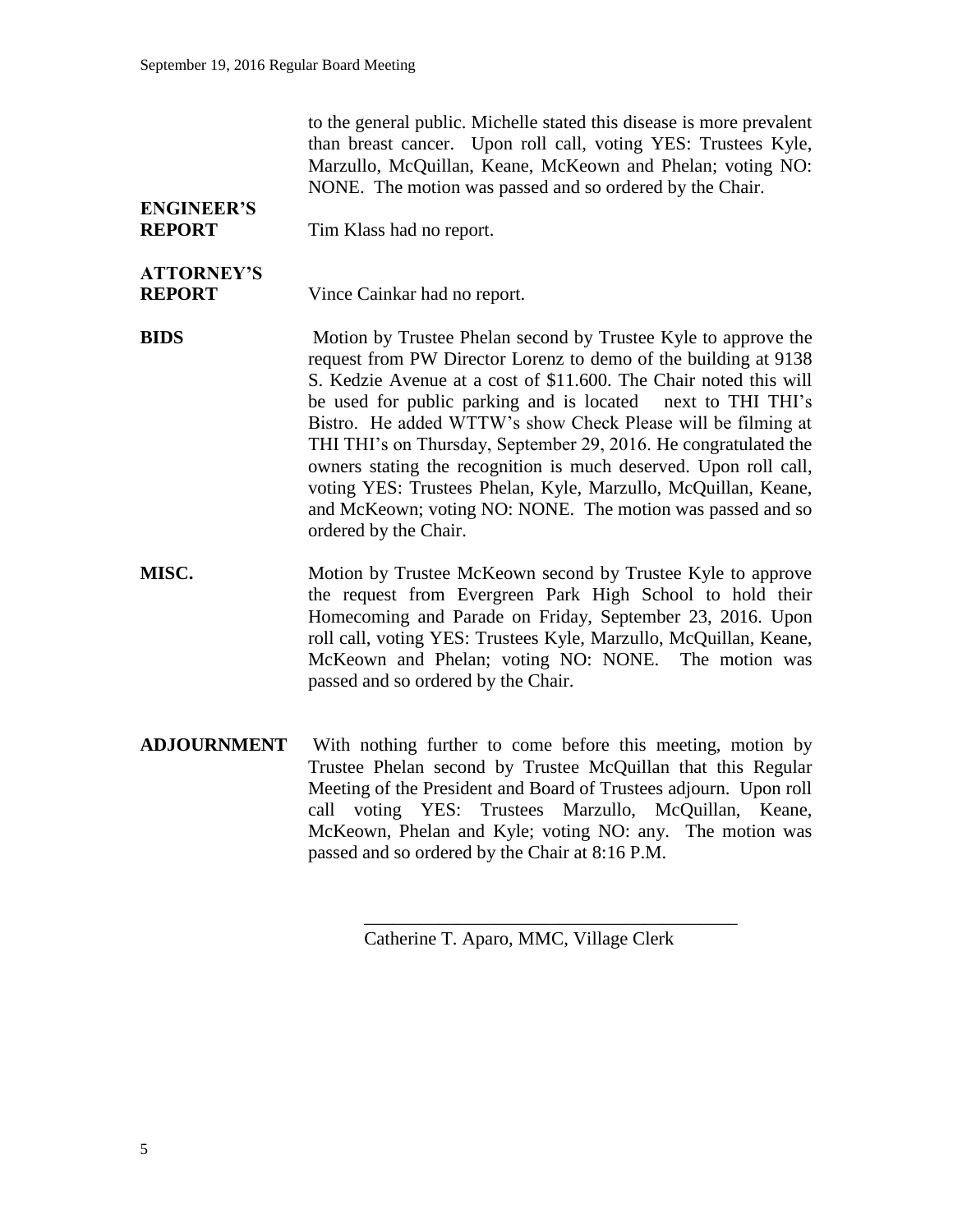to the general public. Michelle stated this disease is more prevalent than breast cancer. Upon roll call, voting YES: Trustees Kyle, Marzullo, McQuillan, Keane, McKeown and Phelan; voting NO: NONE. The motion was passed and so ordered by the Chair.

**ENGINEER'S REPORT** Tim Klass had no report.

**ATTORNEY'S REPORT** Vince Cainkar had no report.

**BIDS** Motion by Trustee Phelan second by Trustee Kyle to approve the request from PW Director Lorenz to demo of the building at 9138 S. Kedzie Avenue at a cost of $11.600. The Chair noted this will be used for public parking and is located next to THI THI's Bistro. He added WTTW's show Check Please will be filming at THI THI's on Thursday, September 29, 2016. He congratulated the owners stating the recognition is much deserved. Upon roll call, voting YES: Trustees Phelan, Kyle, Marzullo, McQuillan, Keane, and McKeown; voting NO: NONE. The motion was passed and so ordered by the Chair.

**MISC.** Motion by Trustee McKeown second by Trustee Kyle to approve the request from Evergreen Park High School to hold their Homecoming and Parade on Friday, September 23, 2016. Upon roll call, voting YES: Trustees Kyle, Marzullo, McQuillan, Keane, McKeown and Phelan; voting NO: NONE. The motion was passed and so ordered by the Chair.

**ADJOURNMENT** With nothing further to come before this meeting, motion by Trustee Phelan second by Trustee McQuillan that this Regular Meeting of the President and Board of Trustees adjourn. Upon roll call voting YES: Trustees Marzullo, McQuillan, Keane, McKeown, Phelan and Kyle; voting NO: any. The motion was passed and so ordered by the Chair at 8:16 P.M.

\_\_\_\_\_\_\_\_\_\_\_\_\_\_\_\_\_\_\_\_\_\_\_\_\_\_\_\_\_\_\_\_\_\_\_\_\_\_\_\_

Catherine T. Aparo, MMC, Village Clerk